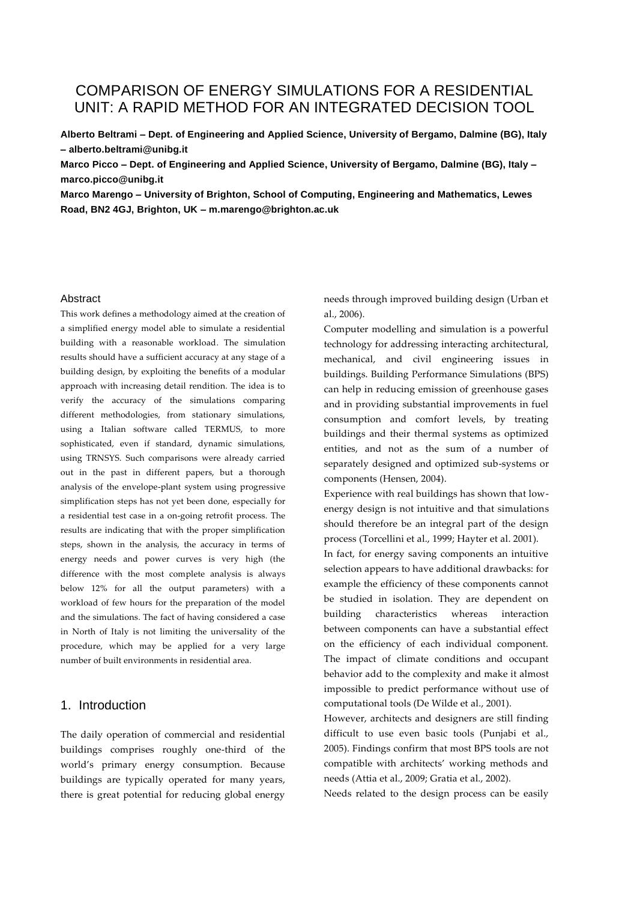# COMPARISON OF ENERGY SIMULATIONS FOR A RESIDENTIAL UNIT: A RAPID METHOD FOR AN INTEGRATED DECISION TOOL

**Alberto Beltrami – Dept. of Engineering and Applied Science, University of Bergamo, Dalmine (BG), Italy – alberto.beltrami@unibg.it**

**Marco Picco – Dept. of Engineering and Applied Science, University of Bergamo, Dalmine (BG), Italy – marco.picco@unibg.it**

**Marco Marengo – University of Brighton, School of Computing, Engineering and Mathematics, Lewes Road, BN2 4GJ, Brighton, UK – m.marengo@brighton.ac.uk**

## Abstract

This work defines a methodology aimed at the creation of a simplified energy model able to simulate a residential building with a reasonable workload. The simulation results should have a sufficient accuracy at any stage of a building design, by exploiting the benefits of a modular approach with increasing detail rendition. The idea is to verify the accuracy of the simulations comparing different methodologies, from stationary simulations, using a Italian software called TERMUS, to more sophisticated, even if standard, dynamic simulations, using TRNSYS. Such comparisons were already carried out in the past in different papers, but a thorough analysis of the envelope-plant system using progressive simplification steps has not yet been done, especially for a residential test case in a on-going retrofit process. The results are indicating that with the proper simplification steps, shown in the analysis, the accuracy in terms of energy needs and power curves is very high (the difference with the most complete analysis is always below 12% for all the output parameters) with a workload of few hours for the preparation of the model and the simulations. The fact of having considered a case in North of Italy is not limiting the universality of the procedure, which may be applied for a very large number of built environments in residential area.

## 1. Introduction

The daily operation of commercial and residential buildings comprises roughly one-third of the world's primary energy consumption. Because buildings are typically operated for many years, there is great potential for reducing global energy needs through improved building design (Urban et al., 2006).

Computer modelling and simulation is a powerful technology for addressing interacting architectural, mechanical, and civil engineering issues in buildings. Building Performance Simulations (BPS) can help in reducing emission of greenhouse gases and in providing substantial improvements in fuel consumption and comfort levels, by treating buildings and their thermal systems as optimized entities, and not as the sum of a number of separately designed and optimized sub-systems or components (Hensen, 2004).

Experience with real buildings has shown that low-energy design is not intuitive and that simulations should therefore be an integral part of the design process (Torcellini et al., 1999; Hayter et al. 2001).

In fact, for energy saving components an intuitive selection appears to have additional drawbacks: for example the efficiency of these components cannot be studied in isolation. They are dependent on building characteristics whereas interaction between components can have a substantial effect on the efficiency of each individual component. The impact of climate conditions and occupant behavior add to the complexity and make it almost impossible to predict performance without use of computational tools (De Wilde et al., 2001).

However, architects and designers are still finding difficult to use even basic tools (Punjabi et al., 2005). Findings confirm that most BPS tools are not compatible with architects' working methods and needs (Attia et al., 2009; Gratia et al., 2002).

Needs related to the design process can be easily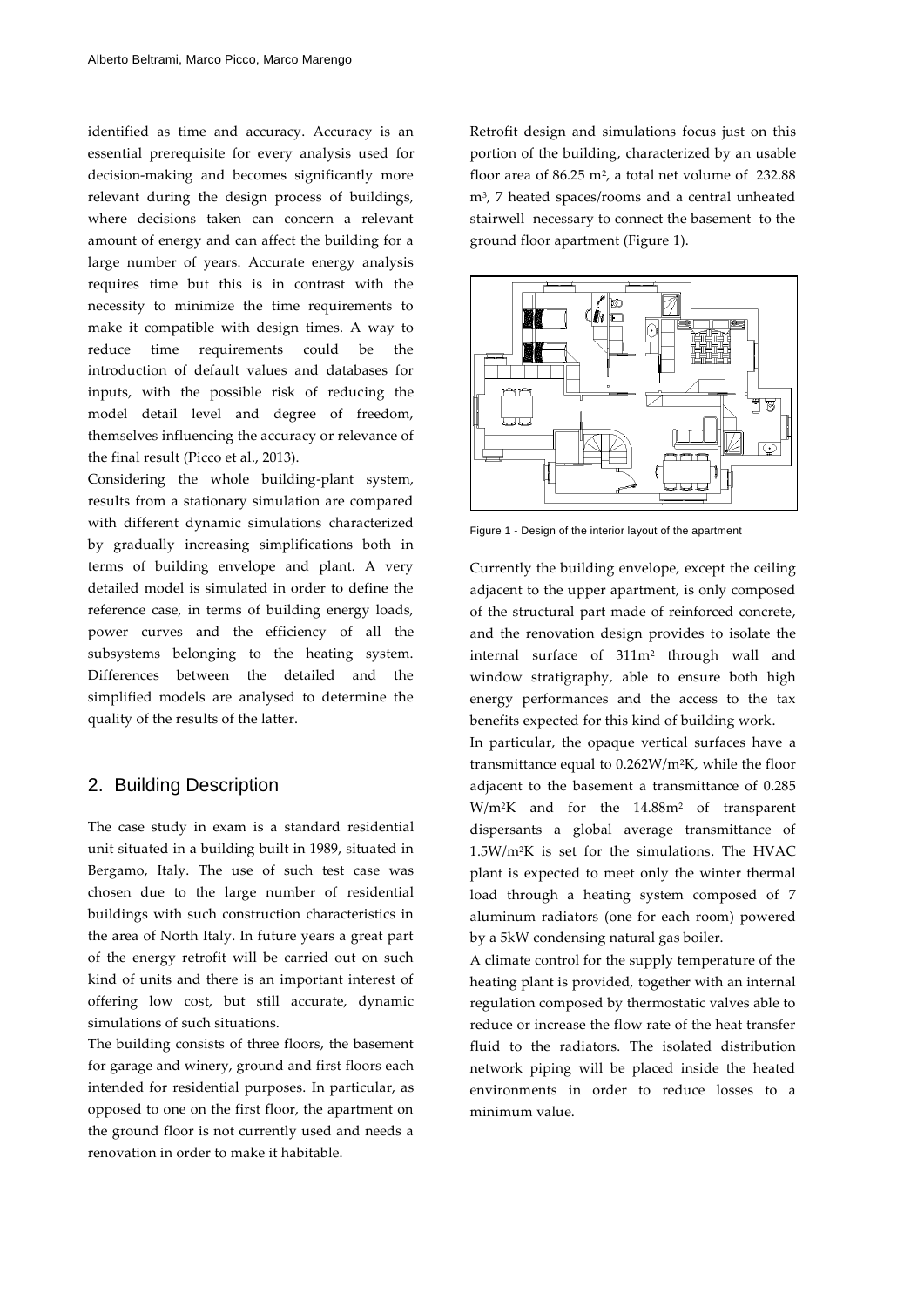identified as time and accuracy. Accuracy is an essential prerequisite for every analysis used for decision-making and becomes significantly more relevant during the design process of buildings, where decisions taken can concern a relevant amount of energy and can affect the building for a large number of years. Accurate energy analysis requires time but this is in contrast with the necessity to minimize the time requirements to make it compatible with design times. A way to reduce time requirements could be the introduction of default values and databases for inputs, with the possible risk of reducing the model detail level and degree of freedom, themselves influencing the accuracy or relevance of the final result (Picco et al., 2013).

Considering the whole building-plant system, results from a stationary simulation are compared with different dynamic simulations characterized by gradually increasing simplifications both in terms of building envelope and plant. A very detailed model is simulated in order to define the reference case, in terms of building energy loads, power curves and the efficiency of all the subsystems belonging to the heating system. Differences between the detailed and the simplified models are analysed to determine the quality of the results of the latter.

## 2. Building Description

The case study in exam is a standard residential unit situated in a building built in 1989, situated in Bergamo, Italy. The use of such test case was chosen due to the large number of residential buildings with such construction characteristics in the area of North Italy. In future years a great part of the energy retrofit will be carried out on such kind of units and there is an important interest of offering low cost, but still accurate, dynamic simulations of such situations.

The building consists of three floors, the basement for garage and winery, ground and first floors each intended for residential purposes. In particular, as opposed to one on the first floor, the apartment on the ground floor is not currently used and needs a renovation in order to make it habitable.

Retrofit design and simulations focus just on this portion of the building, characterized by an usable floor area of 86.25 m$^2$, a total net volume of 232.88 m$^3$, 7 heated spaces/rooms and a central unheated stairwell necessary to connect the basement to the ground floor apartment (Figure 1).

Figure 1 - Design of the interior layout of the apartment

Currently the building envelope, except the ceiling adjacent to the upper apartment, is only composed of the structural part made of reinforced concrete, and the renovation design provides to isolate the internal surface of 311m$^2$ through wall and window stratigraphy, able to ensure both high energy performances and the access to the tax benefits expected for this kind of building work.

In particular, the opaque vertical surfaces have a transmittance equal to 0.262W/m$^2$K, while the floor adjacent to the basement a transmittance of 0.285 W/m$^2$K and for the 14.88m$^2$ of transparent dispersants a global average transmittance of 1.5W/m$^2$K is set for the simulations. The HVAC plant is expected to meet only the winter thermal load through a heating system composed of 7 aluminum radiators (one for each room) powered by a 5kW condensing natural gas boiler.

A climate control for the supply temperature of the heating plant is provided, together with an internal regulation composed by thermostatic valves able to reduce or increase the flow rate of the heat transfer fluid to the radiators. The isolated distribution network piping will be placed inside the heated environments in order to reduce losses to a minimum value.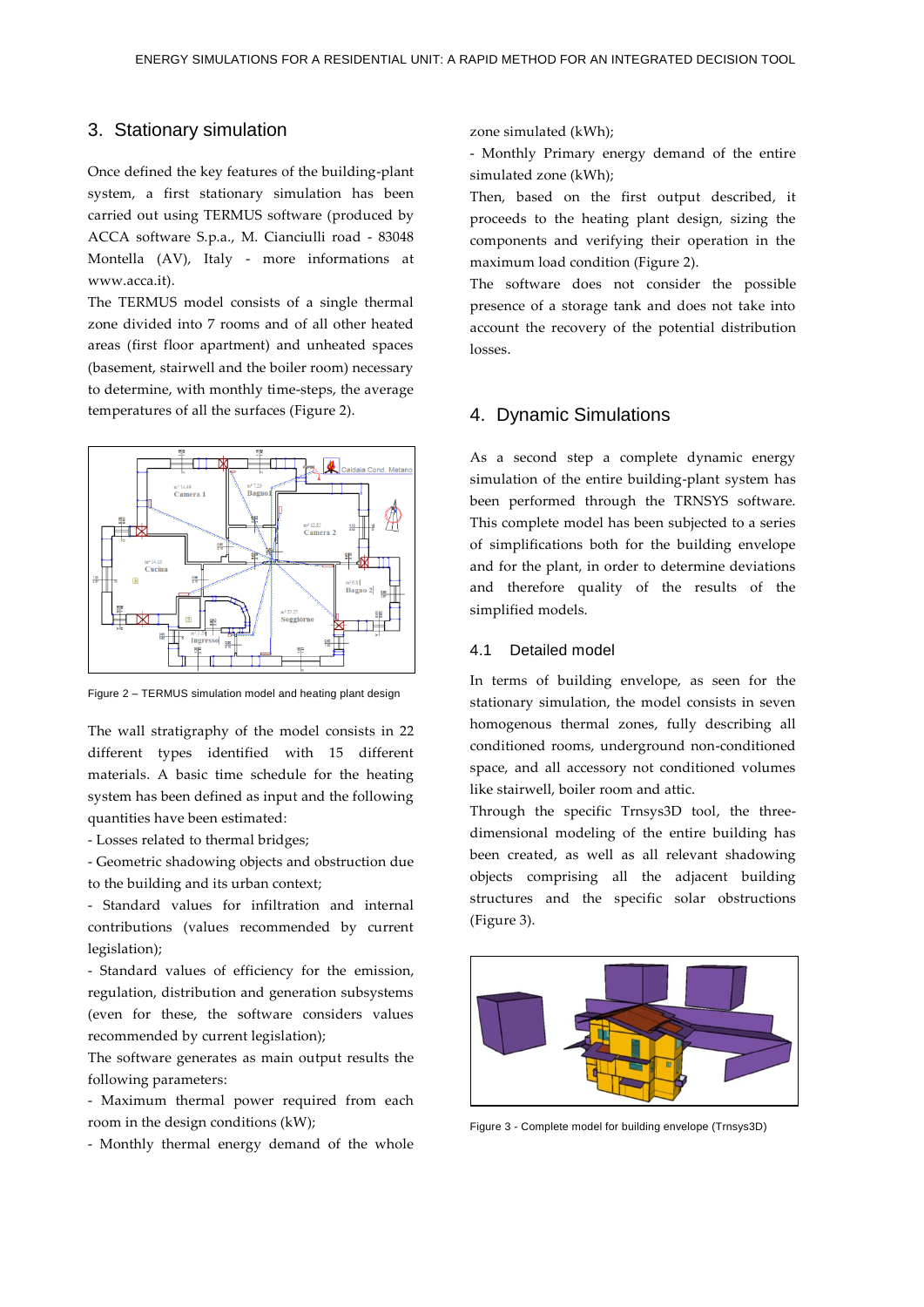## 3. Stationary simulation

Once defined the key features of the building-plant system, a first stationary simulation has been carried out using TERMUS software (produced by ACCA software S.p.a., M. Cianciulli road - 83048 Montella (AV), Italy - more informations at www.acca.it).

The TERMUS model consists of a single thermal zone divided into 7 rooms and of all other heated areas (first floor apartment) and unheated spaces (basement, stairwell and the boiler room) necessary to determine, with monthly time-steps, the average temperatures of all the surfaces (Figure 2).

Figure 2 – TERMUS simulation model and heating plant design

The wall stratigraphy of the model consists in 22 different types identified with 15 different materials. A basic time schedule for the heating system has been defined as input and the following quantities have been estimated:

- Losses related to thermal bridges;
- Geometric shadowing objects and obstruction due to the building and its urban context;
- Standard values for infiltration and internal contributions (values recommended by current legislation);
- Standard values of efficiency for the emission, regulation, distribution and generation subsystems (even for these, the software considers values recommended by current legislation);

The software generates as main output results the following parameters:

- Maximum thermal power required from each room in the design conditions (kW);
- Monthly thermal energy demand of the whole zone simulated (kWh);
- Monthly Primary energy demand of the entire simulated zone (kWh);

Then, based on the first output described, it proceeds to the heating plant design, sizing the components and verifying their operation in the maximum load condition (Figure 2).

The software does not consider the possible presence of a storage tank and does not take into account the recovery of the potential distribution losses.

## 4. Dynamic Simulations

As a second step a complete dynamic energy simulation of the entire building-plant system has been performed through the TRNSYS software. This complete model has been subjected to a series of simplifications both for the building envelope and for the plant, in order to determine deviations and therefore quality of the results of the simplified models.

### 4.1 Detailed model

In terms of building envelope, as seen for the stationary simulation, the model consists in seven homogenous thermal zones, fully describing all conditioned rooms, underground non-conditioned space, and all accessory not conditioned volumes like stairwell, boiler room and attic.

Through the specific Trnsys3D tool, the three-dimensional modeling of the entire building has been created, as well as all relevant shadowing objects comprising all the adjacent building structures and the specific solar obstructions (Figure 3).

Figure 3 - Complete model for building envelope (Trnsys3D)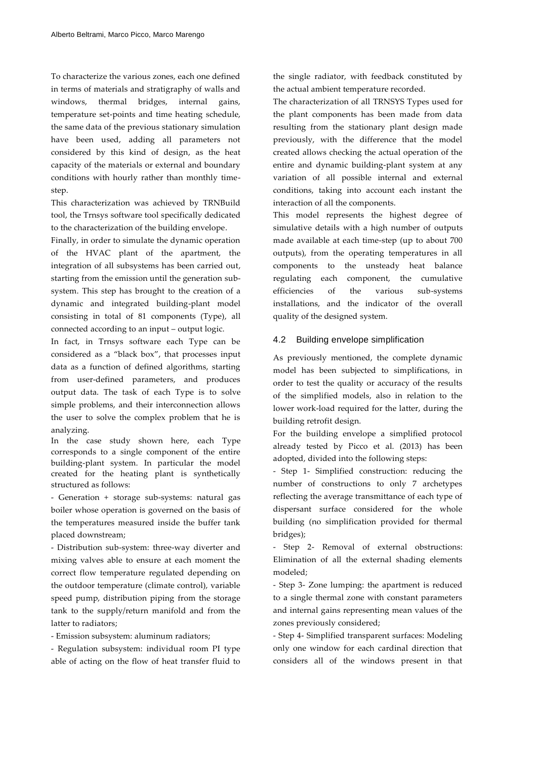To characterize the various zones, each one defined in terms of materials and stratigraphy of walls and windows, thermal bridges, internal gains, temperature set-points and time heating schedule, the same data of the previous stationary simulation have been used, adding all parameters not considered by this kind of design, as the heat capacity of the materials or external and boundary conditions with hourly rather than monthly time-step.

This characterization was achieved by TRNBuild tool, the Trnsys software tool specifically dedicated to the characterization of the building envelope.

Finally, in order to simulate the dynamic operation of the HVAC plant of the apartment, the integration of all subsystems has been carried out, starting from the emission until the generation sub-system. This step has brought to the creation of a dynamic and integrated building-plant model consisting in total of 81 components (Type), all connected according to an input – output logic.

In fact, in Trnsys software each Type can be considered as a "black box", that processes input data as a function of defined algorithms, starting from user-defined parameters, and produces output data. The task of each Type is to solve simple problems, and their interconnection allows the user to solve the complex problem that he is analyzing.

In the case study shown here, each Type corresponds to a single component of the entire building-plant system. In particular the model created for the heating plant is synthetically structured as follows:

- Generation + storage sub-systems: natural gas boiler whose operation is governed on the basis of the temperatures measured inside the buffer tank placed downstream;
- Distribution sub-system: three-way diverter and mixing valves able to ensure at each moment the correct flow temperature regulated depending on the outdoor temperature (climate control), variable speed pump, distribution piping from the storage tank to the supply/return manifold and from the latter to radiators;
- Emission subsystem: aluminum radiators;
- Regulation subsystem: individual room PI type able of acting on the flow of heat transfer fluid to the single radiator, with feedback constituted by the actual ambient temperature recorded.

The characterization of all TRNSYS Types used for the plant components has been made from data resulting from the stationary plant design made previously, with the difference that the model created allows checking the actual operation of the entire and dynamic building-plant system at any variation of all possible internal and external conditions, taking into account each instant the interaction of all the components.

This model represents the highest degree of simulative details with a high number of outputs made available at each time-step (up to about 700 outputs), from the operating temperatures in all components to the unsteady heat balance regulating each component, the cumulative efficiencies of the various sub-systems installations, and the indicator of the overall quality of the designed system.

## 4.2 Building envelope simplification

As previously mentioned, the complete dynamic model has been subjected to simplifications, in order to test the quality or accuracy of the results of the simplified models, also in relation to the lower work-load required for the latter, during the building retrofit design.

For the building envelope a simplified protocol already tested by Picco et al. (2013) has been adopted, divided into the following steps:

- Step 1- Simplified construction: reducing the number of constructions to only 7 archetypes reflecting the average transmittance of each type of dispersant surface considered for the whole building (no simplification provided for thermal bridges);
- Step 2- Removal of external obstructions: Elimination of all the external shading elements modeled;
- Step 3- Zone lumping: the apartment is reduced to a single thermal zone with constant parameters and internal gains representing mean values of the zones previously considered;
- Step 4- Simplified transparent surfaces: Modeling only one window for each cardinal direction that considers all of the windows present in that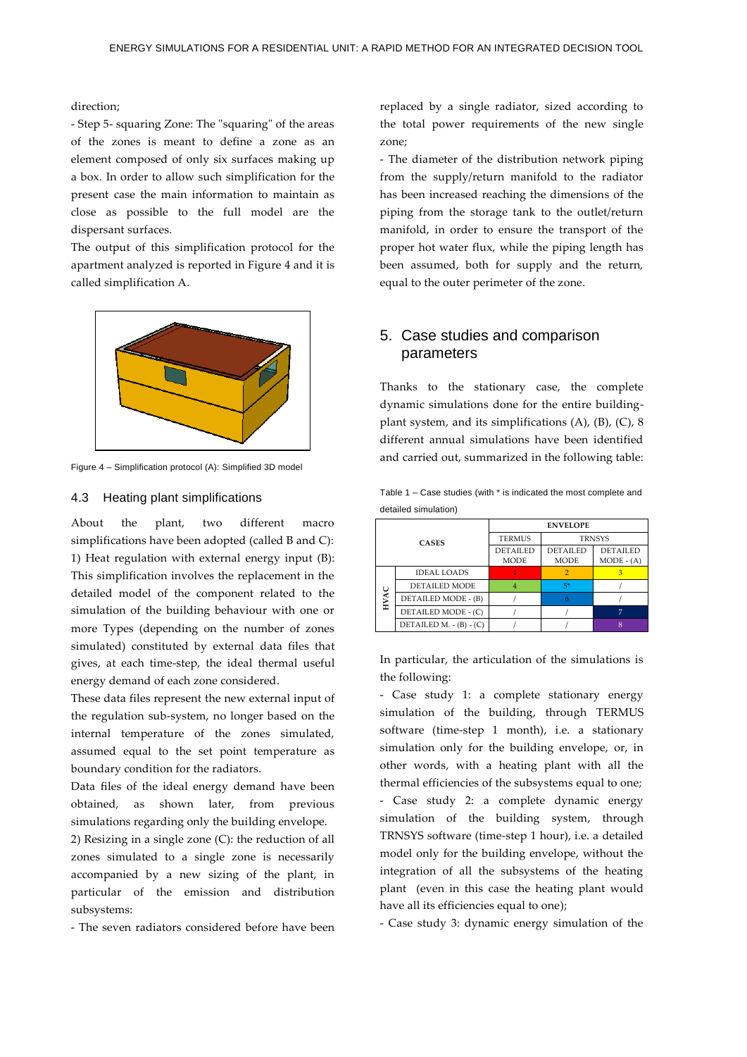direction;

- Step 5- squaring Zone: The "squaring" of the areas of the zones is meant to define a zone as an element composed of only six surfaces making up a box. In order to allow such simplification for the present case the main information to maintain as close as possible to the full model are the dispersant surfaces.

The output of this simplification protocol for the apartment analyzed is reported in Figure 4 and it is called simplification A.

Figure 4 – Simplification protocol (A): Simplified 3D model

### 4.3 Heating plant simplifications

About the plant, two different macro simplifications have been adopted (called B and C):

1) Heat regulation with external energy input (B): This simplification involves the replacement in the detailed model of the component related to the simulation of the building behaviour with one or more Types (depending on the number of zones simulated) constituted by external data files that gives, at each time-step, the ideal thermal useful energy demand of each zone considered.

These data files represent the new external input of the regulation sub-system, no longer based on the internal temperature of the zones simulated, assumed equal to the set point temperature as boundary condition for the radiators.

Data files of the ideal energy demand have been obtained, as shown later, from previous simulations regarding only the building envelope.

2) Resizing in a single zone (C): the reduction of all zones simulated to a single zone is necessarily accompanied by a new sizing of the plant, in particular of the emission and distribution subsystems:

- The seven radiators considered before have been replaced by a single radiator, sized according to the total power requirements of the new single zone;
- The diameter of the distribution network piping from the supply/return manifold to the radiator has been increased reaching the dimensions of the piping from the storage tank to the outlet/return manifold, in order to ensure the transport of the proper hot water flux, while the piping length has been assumed, both for supply and the return, equal to the outer perimeter of the zone.

## 5. Case studies and comparison parameters

Thanks to the stationary case, the complete dynamic simulations done for the entire building-plant system, and its simplifications (A), (B), (C), 8 different annual simulations have been identified and carried out, summarized in the following table:

Table 1 – Case studies (with * is indicated the most complete and detailed simulation)

| CASES | | ENVELOPE | | |
|---|---|---|---|---|
| | | TERMUS | TRNSYS | |
| | | DETAILED MODE | DETAILED MODE | DETAILED MODE - (A) |
| HVAC | IDEAL LOADS | 1 | 2 | 3 |
| | DETAILED MODE | 4 | 5* | / |
| | DETAILED MODE - (B) | / | 6 | / |
| | DETAILED MODE - (C) | / | / | 7 |
| | DETAILED M. - (B) - (C) | / | / | 8 |

In particular, the articulation of the simulations is the following:

- Case study 1: a complete stationary energy simulation of the building, through TERMUS software (time-step 1 month), i.e. a stationary simulation only for the building envelope, or, in other words, with a heating plant with all the thermal efficiencies of the subsystems equal to one;
- Case study 2: a complete dynamic energy simulation of the building system, through TRNSYS software (time-step 1 hour), i.e. a detailed model only for the building envelope, without the integration of all the subsystems of the heating plant (even in this case the heating plant would have all its efficiencies equal to one);
- Case study 3: dynamic energy simulation of the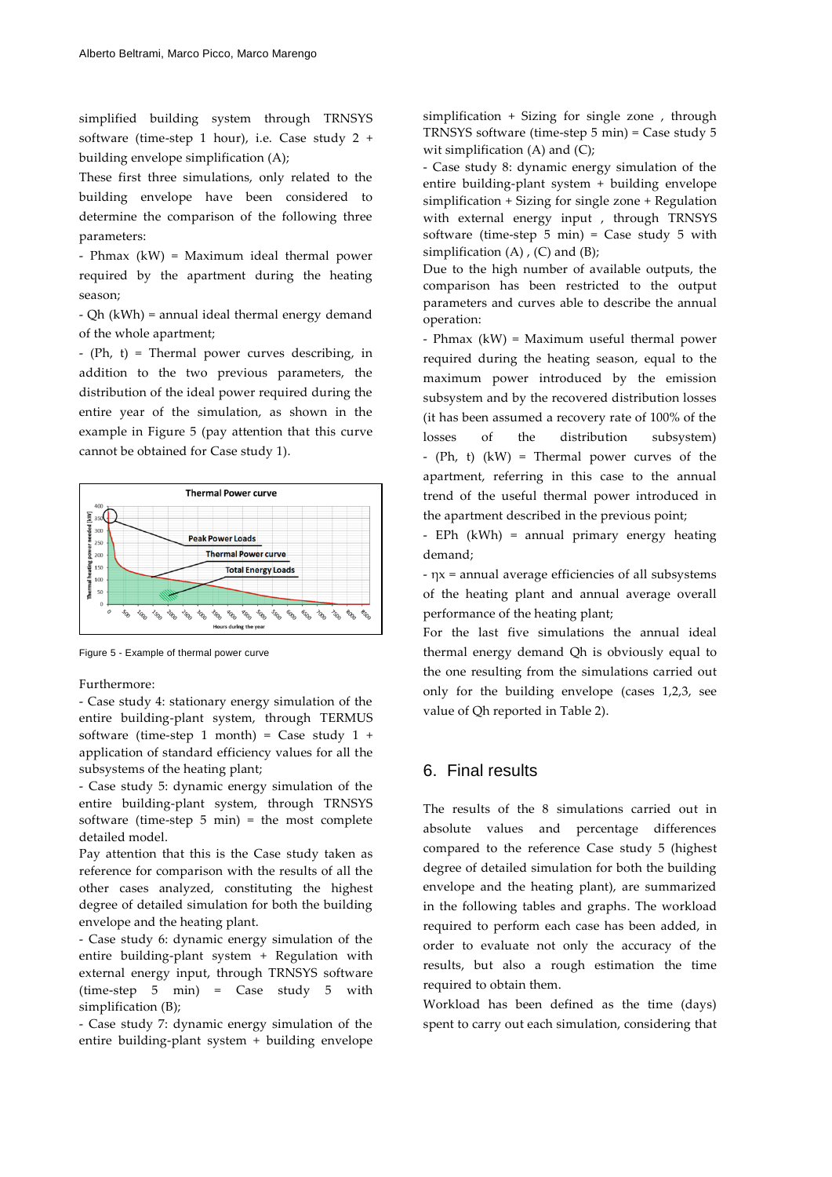simplified building system through TRNSYS software (time-step 1 hour), i.e. Case study 2 + building envelope simplification (A);

These first three simulations, only related to the building envelope have been considered to determine the comparison of the following three parameters:

- Phmax (kW) = Maximum ideal thermal power required by the apartment during the heating season;
- Qh (kWh) = annual ideal thermal energy demand of the whole apartment;
- (Ph, t) = Thermal power curves describing, in addition to the two previous parameters, the distribution of the ideal power required during the entire year of the simulation, as shown in the example in Figure 5 (pay attention that this curve cannot be obtained for Case study 1).

Thermal Power curve

Thermal heating power needed [kW]

400
350
300
250
200
150
100
50
0

Peak Power Loads

Thermal Power curve

Total Energy Loads

0 500 1000 1500 2000 2500 3000 3500 4000 4500 5000 5500 6000 6500 7000 7500 8000 8500

Hours during the year

Figure 5 - Example of thermal power curve

Furthermore:

- Case study 4: stationary energy simulation of the entire building-plant system, through TERMUS software (time-step 1 month) = Case study 1 + application of standard efficiency values for all the subsystems of the heating plant;
- Case study 5: dynamic energy simulation of the entire building-plant system, through TRNSYS software (time-step 5 min) = the most complete detailed model.

Pay attention that this is the Case study taken as reference for comparison with the results of all the other cases analyzed, constituting the highest degree of detailed simulation for both the building envelope and the heating plant.

- Case study 6: dynamic energy simulation of the entire building-plant system + Regulation with external energy input, through TRNSYS software (time-step 5 min) = Case study 5 with simplification (B);
- Case study 7: dynamic energy simulation of the entire building-plant system + building envelope simplification + Sizing for single zone , through TRNSYS software (time-step 5 min) = Case study 5 wit simplification (A) and (C);
- Case study 8: dynamic energy simulation of the entire building-plant system + building envelope simplification + Sizing for single zone + Regulation with external energy input , through TRNSYS software (time-step 5 min) = Case study 5 with simplification (A) , (C) and (B);

Due to the high number of available outputs, the comparison has been restricted to the output parameters and curves able to describe the annual operation:

- Phmax (kW) = Maximum useful thermal power required during the heating season, equal to the maximum power introduced by the emission subsystem and by the recovered distribution losses (it has been assumed a recovery rate of 100% of the losses of the distribution subsystem)
- (Ph, t) (kW) = Thermal power curves of the apartment, referring in this case to the annual trend of the useful thermal power introduced in the apartment described in the previous point;
- EPh (kWh) = annual primary energy heating demand;
- $\eta$x = annual average efficiencies of all subsystems of the heating plant and annual average overall performance of the heating plant;

For the last five simulations the annual ideal thermal energy demand Qh is obviously equal to the one resulting from the simulations carried out only for the building envelope (cases 1,2,3, see value of Qh reported in Table 2).

## 6. Final results

The results of the 8 simulations carried out in absolute values and percentage differences compared to the reference Case study 5 (highest degree of detailed simulation for both the building envelope and the heating plant), are summarized in the following tables and graphs. The workload required to perform each case has been added, in order to evaluate not only the accuracy of the results, but also a rough estimation the time required to obtain them.

Workload has been defined as the time (days) spent to carry out each simulation, considering that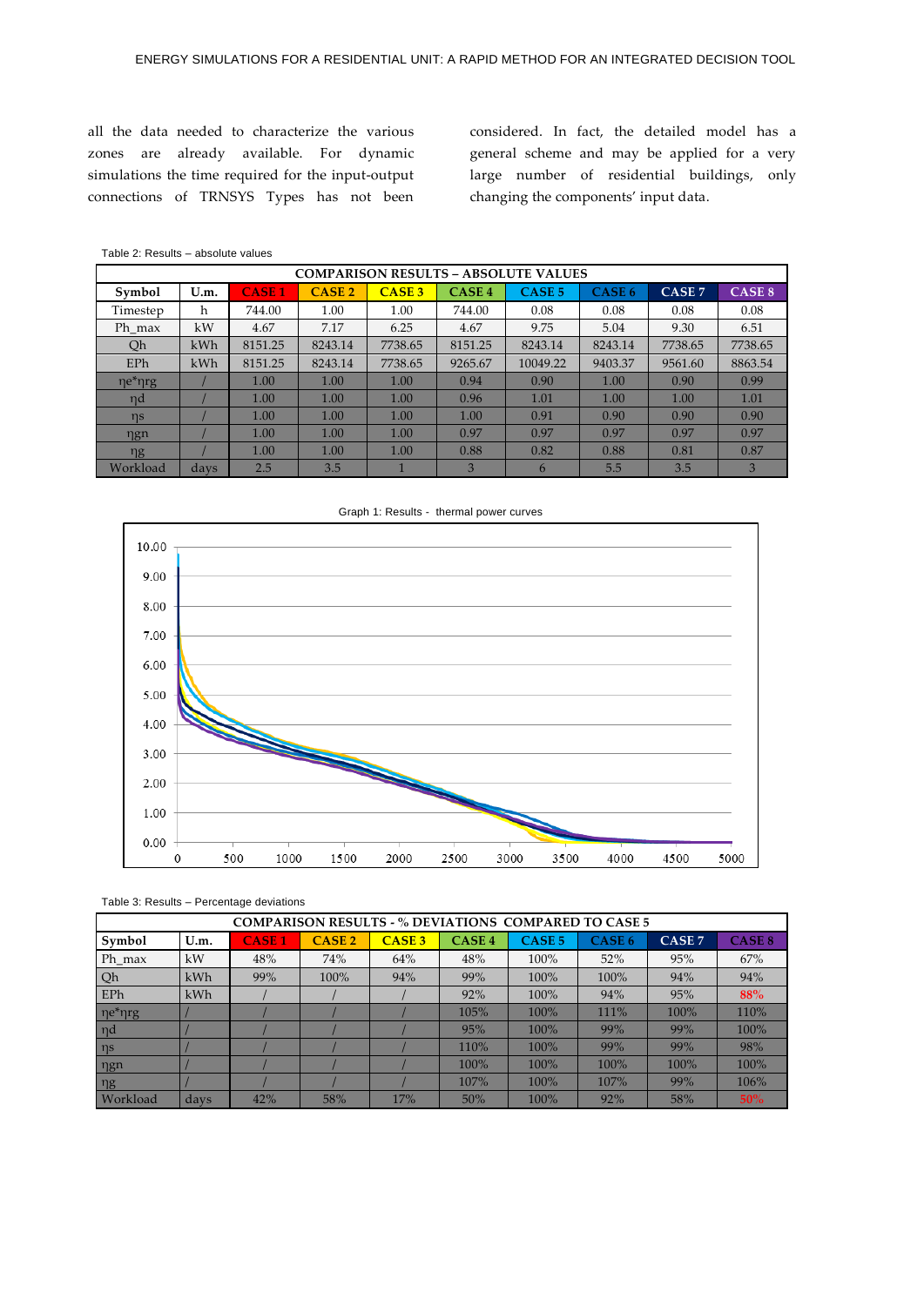all the data needed to characterize the various zones are already available. For dynamic simulations the time required for the input-output connections of TRNSYS Types has not been considered. In fact, the detailed model has a general scheme and may be applied for a very large number of residential buildings, only changing the components' input data.

Table 2: Results – absolute values

| COMPARISON RESULTS – ABSOLUTE VALUES | | | | | | | | | |
|---|---|---|---|---|---|---|---|---|---|
| Symbol | U.m. | CASE 1 | CASE 2 | CASE 3 | CASE 4 | CASE 5 | CASE 6 | CASE 7 | CASE 8 |
| Timestep | h | 744.00 | 1.00 | 1.00 | 744.00 | 0.08 | 0.08 | 0.08 | 0.08 |
| Ph_max | kW | 4.67 | 7.17 | 6.25 | 4.67 | 9.75 | 5.04 | 9.30 | 6.51 |
| Qh | kWh | 8151.25 | 8243.14 | 7738.65 | 8151.25 | 8243.14 | 8243.14 | 7738.65 | 7738.65 |
| EPh | kWh | 8151.25 | 8243.14 | 7738.65 | 9265.67 | 10049.22 | 9403.37 | 9561.60 | 8863.54 |
| $\eta e^* \eta rg$ | / | 1.00 | 1.00 | 1.00 | 0.94 | 0.90 | 1.00 | 0.90 | 0.99 |
| $\eta d$ | / | 1.00 | 1.00 | 1.00 | 0.96 | 1.01 | 1.00 | 1.00 | 1.01 |
| $\eta s$ | / | 1.00 | 1.00 | 1.00 | 1.00 | 0.91 | 0.90 | 0.90 | 0.90 |
| $\eta gn$ | / | 1.00 | 1.00 | 1.00 | 0.97 | 0.97 | 0.97 | 0.97 | 0.97 |
| $\eta g$ | / | 1.00 | 1.00 | 1.00 | 0.88 | 0.82 | 0.88 | 0.81 | 0.87 |
| Workload | days | 2.5 | 3.5 | 1 | 3 | 6 | 5.5 | 3.5 | 3 |

Graph 1: Results - thermal power curves

10.00
9.00
8.00
7.00
6.00
5.00
4.00
3.00
2.00
1.00
0.00
0 500 1000 1500 2000 2500 3000 3500 4000 4500 5000

Table 3: Results – Percentage deviations

| COMPARISON RESULTS - % DEVIATIONS COMPARED TO CASE 5 | | | | | | | | | |
|---|---|---|---|---|---|---|---|---|---|
| Symbol | U.m. | CASE 1 | CASE 2 | CASE 3 | CASE 4 | CASE 5 | CASE 6 | CASE 7 | CASE 8 |
| Ph_max | kW | 48% | 74% | 64% | 48% | 100% | 52% | 95% | 67% |
| Qh | kWh | 99% | 100% | 94% | 99% | 100% | 100% | 94% | 94% |
| EPh | kWh | / | / | / | 92% | 100% | 94% | 95% | 88% |
| $\eta e^* \eta rg$ | / | / | / | / | 105% | 100% | 111% | 100% | 110% |
| $\eta d$ | / | / | / | / | 95% | 100% | 99% | 99% | 100% |
| $\eta s$ | / | / | / | / | 110% | 100% | 99% | 99% | 98% |
| $\eta gn$ | / | / | / | / | 100% | 100% | 100% | 100% | 100% |
| $\eta g$ | / | / | / | / | 107% | 100% | 107% | 99% | 106% |
| Workload | days | 42% | 58% | 17% | 50% | 100% | 92% | 58% | 50% |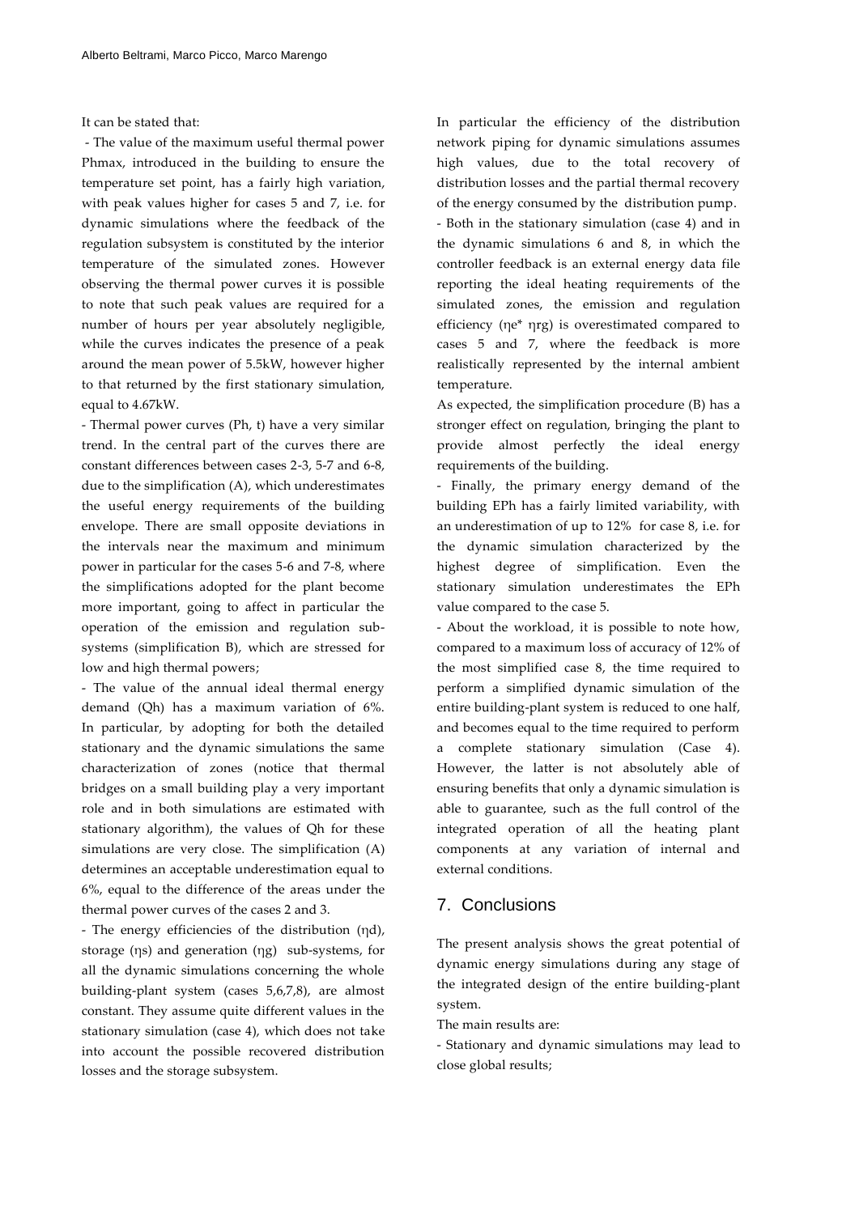It can be stated that:

- The value of the maximum useful thermal power Phmax, introduced in the building to ensure the temperature set point, has a fairly high variation, with peak values higher for cases 5 and 7, i.e. for dynamic simulations where the feedback of the regulation subsystem is constituted by the interior temperature of the simulated zones. However observing the thermal power curves it is possible to note that such peak values are required for a number of hours per year absolutely negligible, while the curves indicates the presence of a peak around the mean power of 5.5kW, however higher to that returned by the first stationary simulation, equal to 4.67kW.
- Thermal power curves (Ph, t) have a very similar trend. In the central part of the curves there are constant differences between cases 2-3, 5-7 and 6-8, due to the simplification (A), which underestimates the useful energy requirements of the building envelope. There are small opposite deviations in the intervals near the maximum and minimum power in particular for the cases 5-6 and 7-8, where the simplifications adopted for the plant become more important, going to affect in particular the operation of the emission and regulation sub-systems (simplification B), which are stressed for low and high thermal powers;
- The value of the annual ideal thermal energy demand (Qh) has a maximum variation of 6%. In particular, by adopting for both the detailed stationary and the dynamic simulations the same characterization of zones (notice that thermal bridges on a small building play a very important role and in both simulations are estimated with stationary algorithm), the values of Qh for these simulations are very close. The simplification (A) determines an acceptable underestimation equal to 6%, equal to the difference of the areas under the thermal power curves of the cases 2 and 3.
- The energy efficiencies of the distribution ($\eta d$), storage ($\eta s$) and generation ($\eta g$) sub-systems, for all the dynamic simulations concerning the whole building-plant system (cases 5,6,7,8), are almost constant. They assume quite different values in the stationary simulation (case 4), which does not take into account the possible recovered distribution losses and the storage subsystem.

In particular the efficiency of the distribution network piping for dynamic simulations assumes high values, due to the total recovery of distribution losses and the partial thermal recovery of the energy consumed by the distribution pump.

- Both in the stationary simulation (case 4) and in the dynamic simulations 6 and 8, in which the controller feedback is an external energy data file reporting the ideal heating requirements of the simulated zones, the emission and regulation efficiency ($\eta e^* \eta rg$) is overestimated compared to cases 5 and 7, where the feedback is more realistically represented by the internal ambient temperature.

As expected, the simplification procedure (B) has a stronger effect on regulation, bringing the plant to provide almost perfectly the ideal energy requirements of the building.

- Finally, the primary energy demand of the building EPh has a fairly limited variability, with an underestimation of up to 12% for case 8, i.e. for the dynamic simulation characterized by the highest degree of simplification. Even the stationary simulation underestimates the EPh value compared to the case 5.
- About the workload, it is possible to note how, compared to a maximum loss of accuracy of 12% of the most simplified case 8, the time required to perform a simplified dynamic simulation of the entire building-plant system is reduced to one half, and becomes equal to the time required to perform a complete stationary simulation (Case 4). However, the latter is not absolutely able of ensuring benefits that only a dynamic simulation is able to guarantee, such as the full control of the integrated operation of all the heating plant components at any variation of internal and external conditions.

## 7. Conclusions

The present analysis shows the great potential of dynamic energy simulations during any stage of the integrated design of the entire building-plant system.

The main results are:

- Stationary and dynamic simulations may lead to close global results;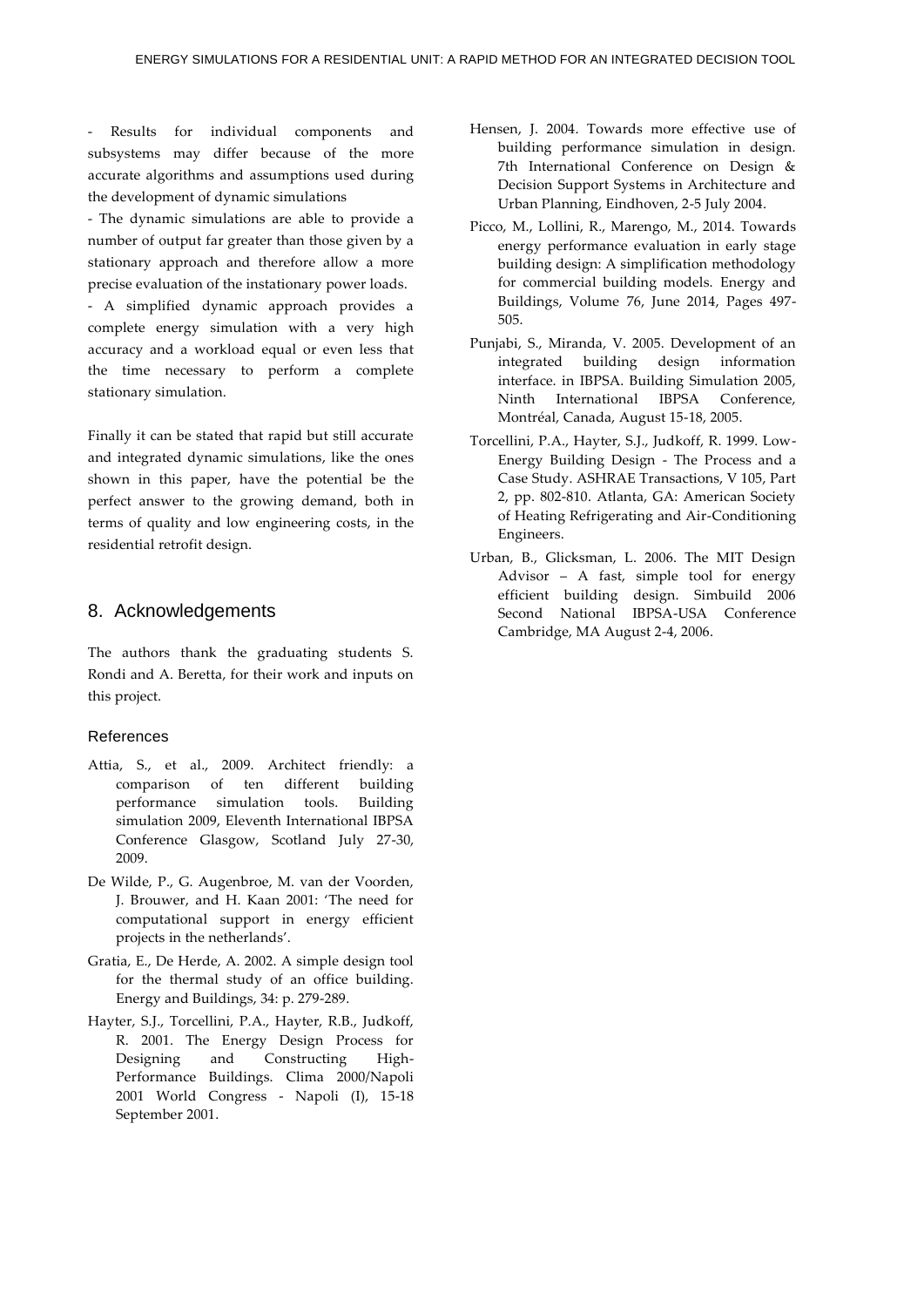- Results for individual components and subsystems may differ because of the more accurate algorithms and assumptions used during the development of dynamic simulations

- The dynamic simulations are able to provide a number of output far greater than those given by a stationary approach and therefore allow a more precise evaluation of the instationary power loads.

- A simplified dynamic approach provides a complete energy simulation with a very high accuracy and a workload equal or even less that the time necessary to perform a complete stationary simulation.

Finally it can be stated that rapid but still accurate and integrated dynamic simulations, like the ones shown in this paper, have the potential be the perfect answer to the growing demand, both in terms of quality and low engineering costs, in the residential retrofit design.

## 8. Acknowledgements

The authors thank the graduating students S. Rondi and A. Beretta, for their work and inputs on this project.

### References

Attia, S., et al., 2009. Architect friendly: a comparison of ten different building performance simulation tools. Building simulation 2009, Eleventh International IBPSA Conference Glasgow, Scotland July 27-30, 2009.

De Wilde, P., G. Augenbroe, M. van der Voorden, J. Brouwer, and H. Kaan 2001: 'The need for computational support in energy efficient projects in the netherlands'.

Gratia, E., De Herde, A. 2002. A simple design tool for the thermal study of an office building. Energy and Buildings, 34: p. 279-289.

Hayter, S.J., Torcellini, P.A., Hayter, R.B., Judkoff, R. 2001. The Energy Design Process for Designing and Constructing High-Performance Buildings. Clima 2000/Napoli 2001 World Congress - Napoli (I), 15-18 September 2001.

Hensen, J. 2004. Towards more effective use of building performance simulation in design. 7th International Conference on Design & Decision Support Systems in Architecture and Urban Planning, Eindhoven, 2-5 July 2004.

Picco, M., Lollini, R., Marengo, M., 2014. Towards energy performance evaluation in early stage building design: A simplification methodology for commercial building models. Energy and Buildings, Volume 76, June 2014, Pages 497-505.

Punjabi, S., Miranda, V. 2005. Development of an integrated building design information interface. in IBPSA. Building Simulation 2005, Ninth International IBPSA Conference, Montréal, Canada, August 15-18, 2005.

Torcellini, P.A., Hayter, S.J., Judkoff, R. 1999. Low-Energy Building Design - The Process and a Case Study. ASHRAE Transactions, V 105, Part 2, pp. 802-810. Atlanta, GA: American Society of Heating Refrigerating and Air-Conditioning Engineers.

Urban, B., Glicksman, L. 2006. The MIT Design Advisor – A fast, simple tool for energy efficient building design. Simbuild 2006 Second National IBPSA-USA Conference Cambridge, MA August 2-4, 2006.